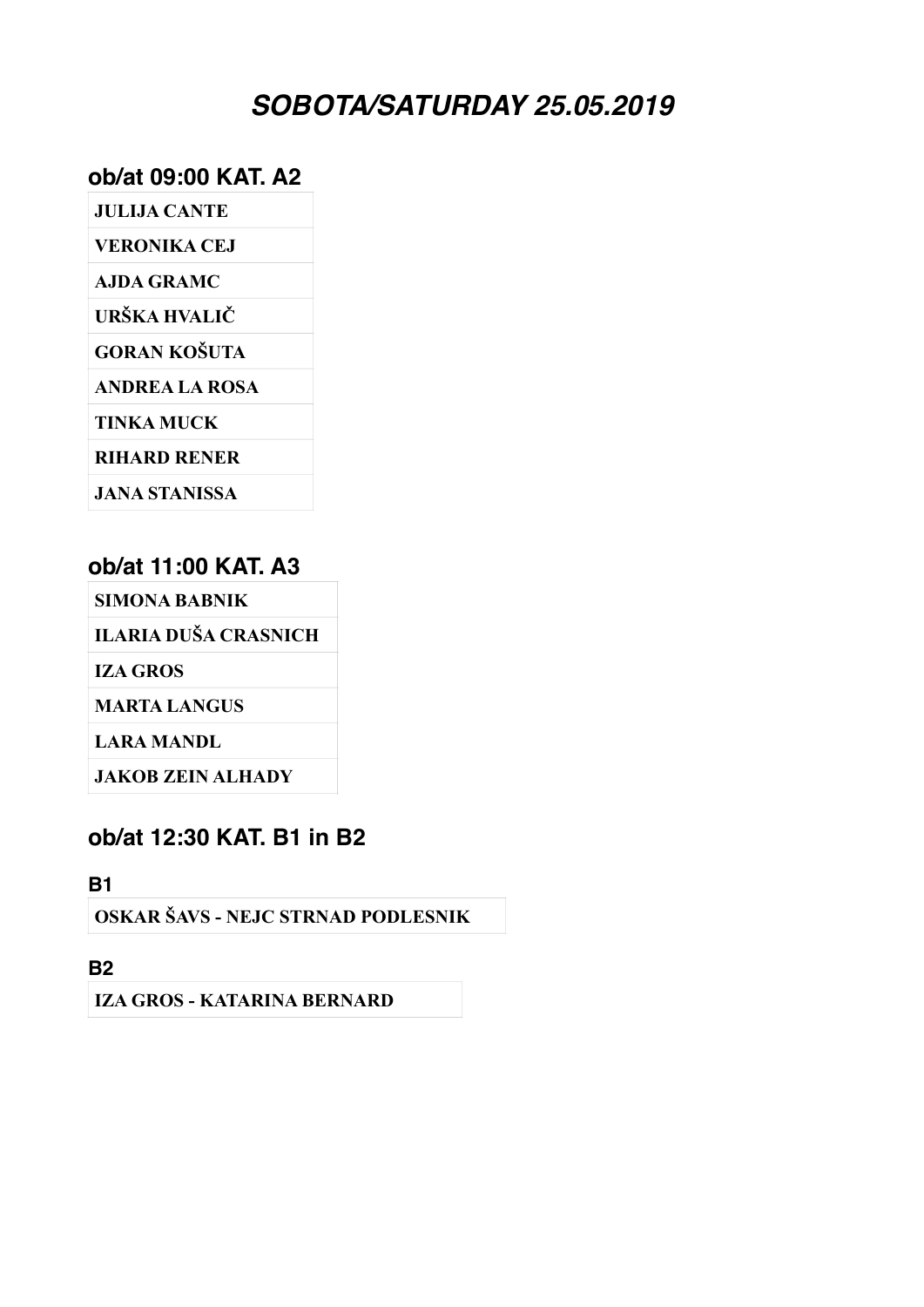# *SOBOTA/SATURDAY 25.05.2019*

## ob/at 09:00 KAT. A2

| |
|---|
| **JULIJA CANTE** |
| **VERONIKA CEJ** |
| **AJDA GRAMC** |
| **URŠKA HVALIČ** |
| **GORAN KOŠUTA** |
| **ANDREA LA ROSA** |
| **TINKA MUCK** |
| **RIHARD RENER** |
| **JANA STANISSA** |

## ob/at 11:00 KAT. A3

| |
|---|
| **SIMONA BABNIK** |
| **ILARIA DUŠA CRASNICH** |
| **IZA GROS** |
| **MARTA LANGUS** |
| **LARA MANDL** |
| **JAKOB ZEIN ALHADY** |

## ob/at 12:30 KAT. B1 in B2

### B1

| |
|---|
| **OSKAR ŠAVS - NEJC STRNAD PODLESNIK** |

### B2

| |
|---|
| **IZA GROS - KATARINA BERNARD** |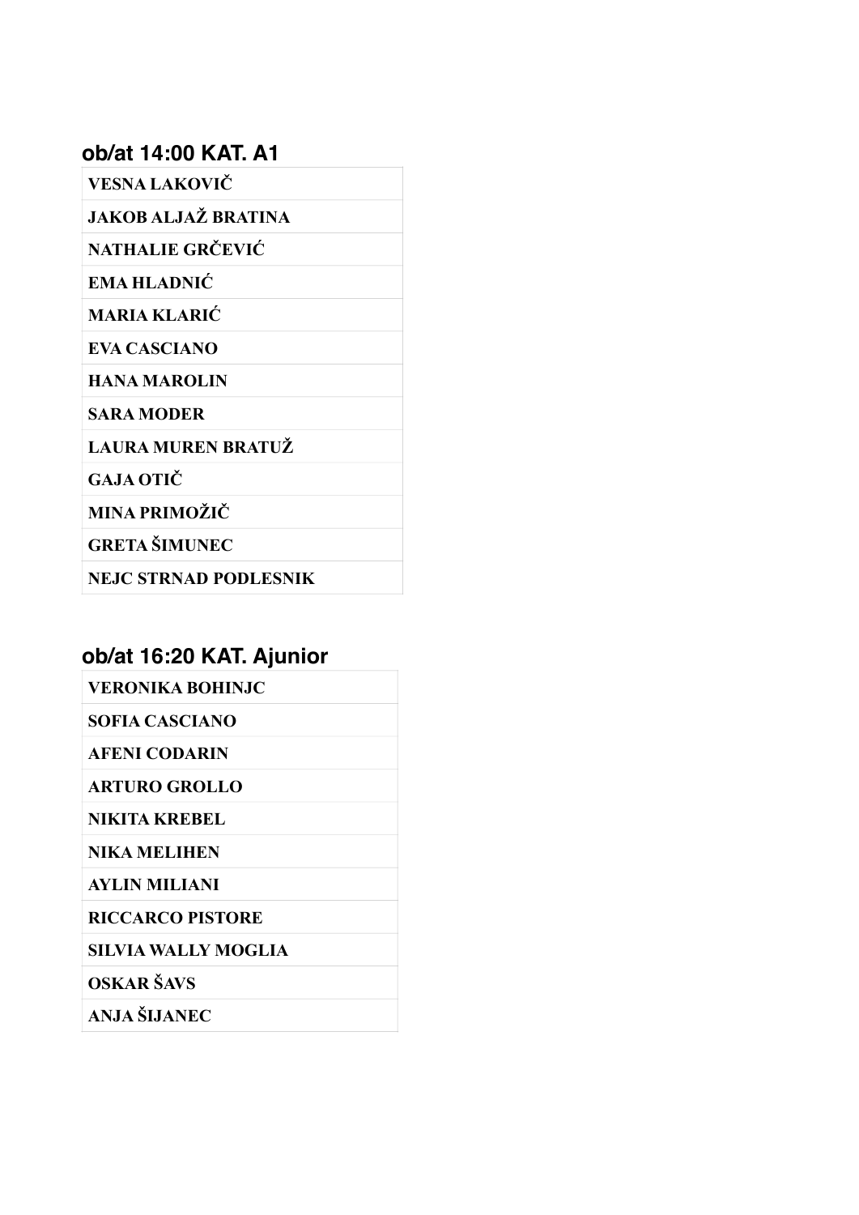### ob/at 14:00 KAT. A1

| VESNA LAKOVIČ |
|---|
| JAKOB ALJAŽ BRATINA |
| NATHALIE GRČEVIĆ |
| EMA HLADNIĆ |
| MARIA KLARIĆ |
| EVA CASCIANO |
| HANA MAROLIN |
| SARA MODER |
| LAURA MUREN BRATUŽ |
| GAJA OTIČ |
| MINA PRIMOŽIČ |
| GRETA ŠIMUNEC |
| NEJC STRNAD PODLESNIK |

### ob/at 16:20 KAT. Ajunior

| VERONIKA BOHINJC |
|---|
| SOFIA CASCIANO |
| AFENI CODARIN |
| ARTURO GROLLO |
| NIKITA KREBEL |
| NIKA MELIHEN |
| AYLIN MILIANI |
| RICCARCO PISTORE |
| SILVIA WALLY MOGLIA |
| OSKAR ŠAVS |
| ANJA ŠIJANEC |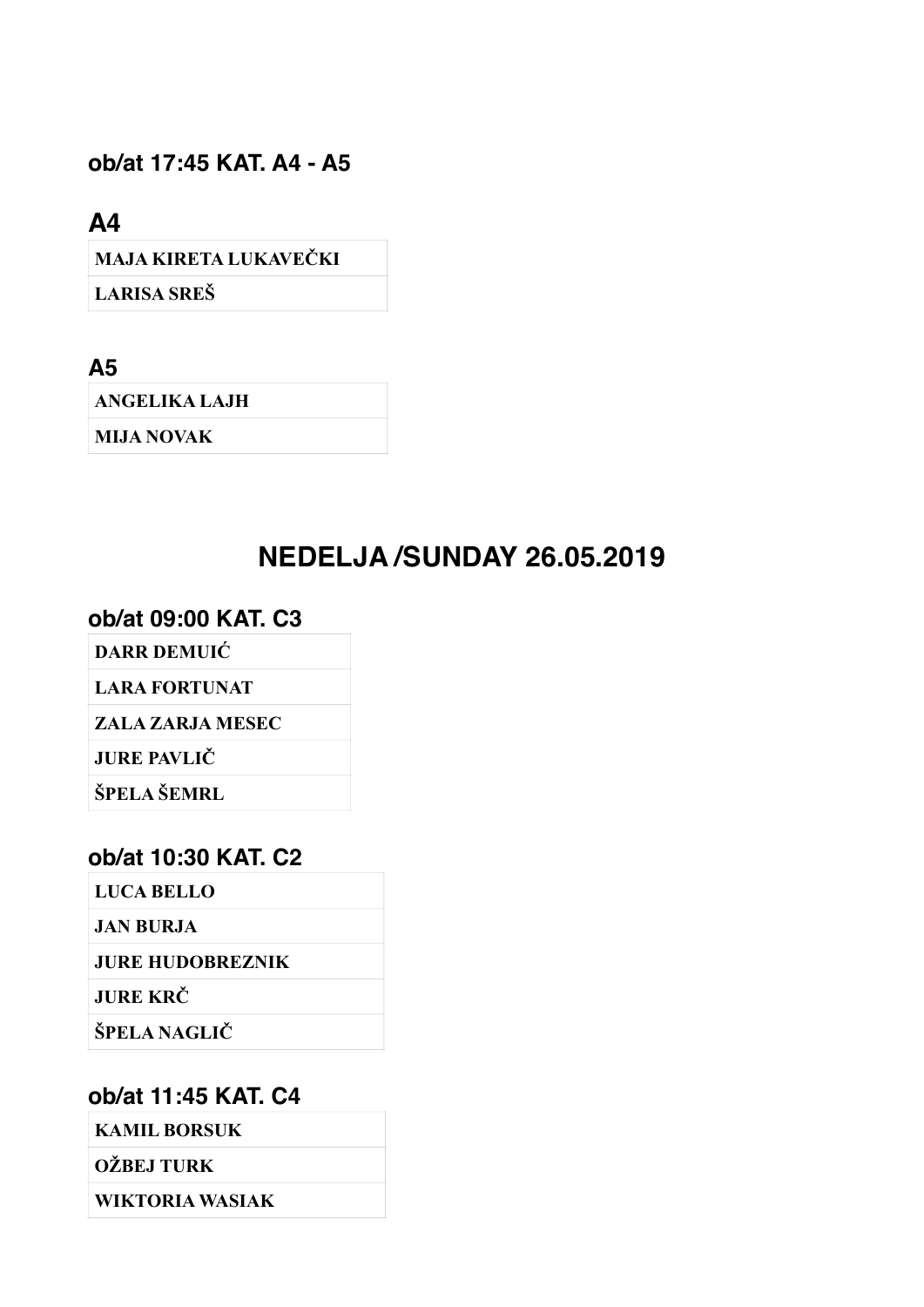### ob/at 17:45 KAT. A4 - A5

### A4

| MAJA KIRETA LUKAVEČKI |
|---|
| LARISA SREŠ |

### A5

| ANGELIKA LAJH |
|---|
| MIJA NOVAK |

## NEDELJA /SUNDAY 26.05.2019

### ob/at 09:00 KAT. C3

| DARR DEMUIĆ |
|---|
| LARA FORTUNAT |
| ZALA ZARJA MESEC |
| JURE PAVLIČ |
| ŠPELA ŠEMRL |

### ob/at 10:30 KAT. C2

| LUCA BELLO |
|---|
| JAN BURJA |
| JURE HUDOBREZNIK |
| JURE KRČ |
| ŠPELA NAGLIČ |

### ob/at 11:45 KAT. C4

| KAMIL BORSUK |
|---|
| OŽBEJ TURK |
| WIKTORIA WASIAK |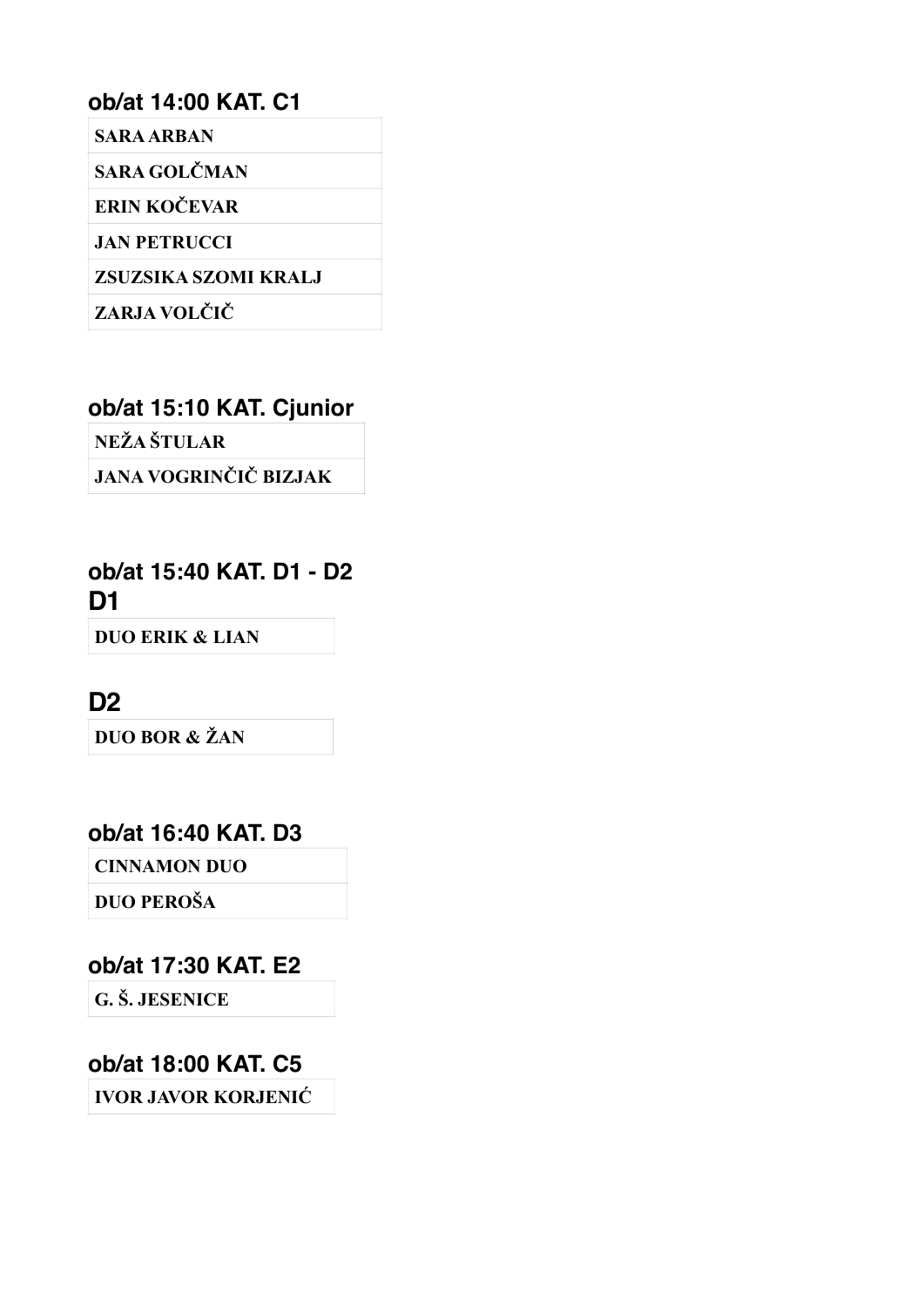## ob/at 14:00 KAT. C1

| |
|---|
| **SARA ARBAN** |
| **SARA GOLČMAN** |
| **ERIN KOČEVAR** |
| **JAN PETRUCCI** |
| **ZSUZSIKA SZOMI KRALJ** |
| **ZARJA VOLČIČ** |

## ob/at 15:10 KAT. Cjunior

| |
|---|
| **NEŽA ŠTULAR** |
| **JANA VOGRINČIČ BIZJAK** |

## ob/at 15:40 KAT. D1 - D2

## D1

| |
|---|
| **DUO ERIK & LIAN** |

## D2

| |
|---|
| **DUO BOR & ŽAN** |

## ob/at 16:40 KAT. D3

| |
|---|
| **CINNAMON DUO** |
| **DUO PEROŠA** |

## ob/at 17:30 KAT. E2

| |
|---|
| **G. Š. JESENICE** |

## ob/at 18:00 KAT. C5

| |
|---|
| **IVOR JAVOR KORJENIĆ** |